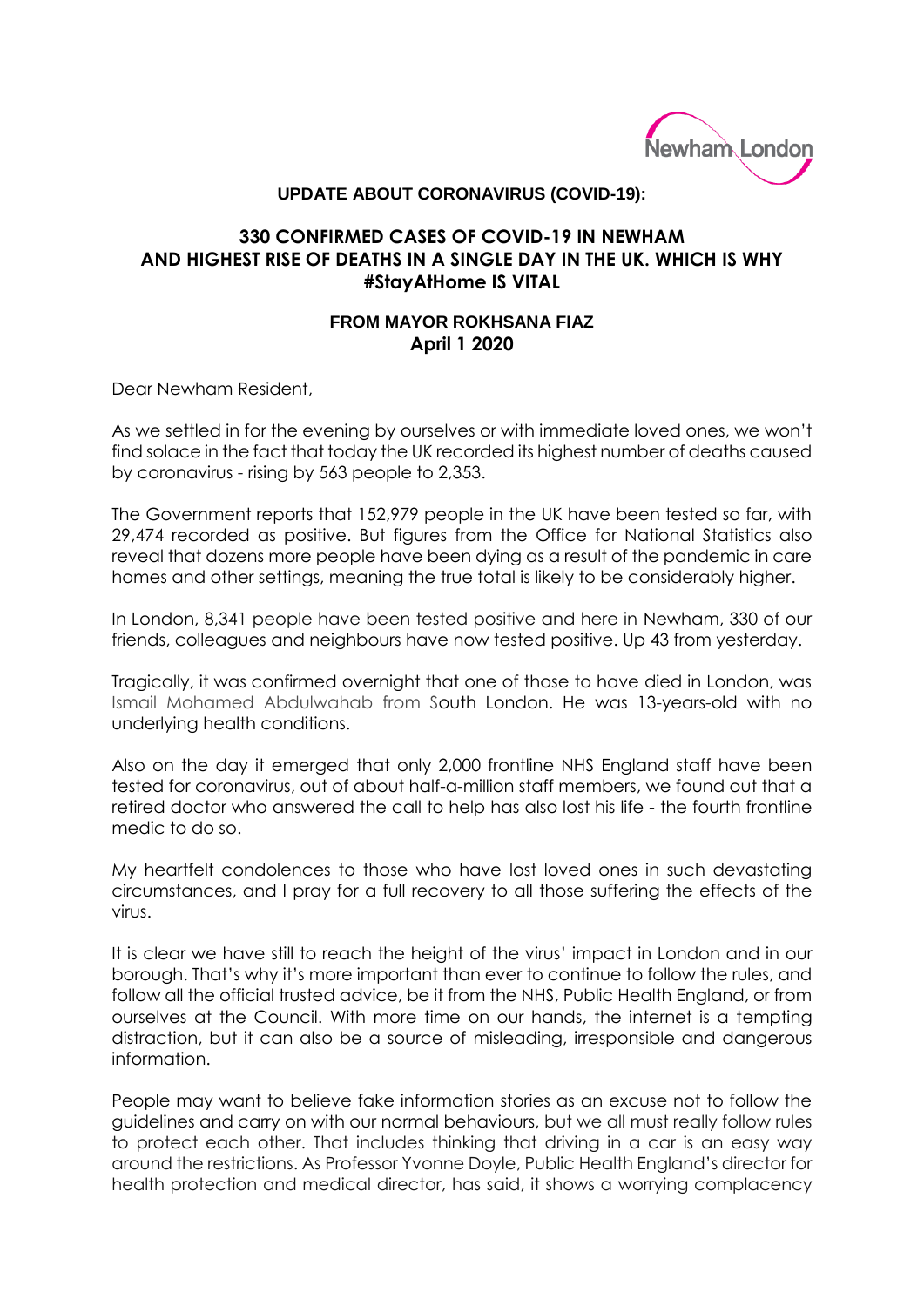**UPDATE ABOUT CORONAVIRUS (COVID-19):**

# 330 CONFIRMED CASES OF COVID-19 IN NEWHAM AND HIGHEST RISE OF DEATHS IN A SINGLE DAY IN THE UK. WHICH IS WHY #StayAtHome IS VITAL

**FROM MAYOR ROKHSANA FIAZ**
**April 1 2020**

Dear Newham Resident,

As we settled in for the evening by ourselves or with immediate loved ones, we won't find solace in the fact that today the UK recorded its highest number of deaths caused by coronavirus - rising by 563 people to 2,353.

The Government reports that 152,979 people in the UK have been tested so far, with 29,474 recorded as positive. But figures from the Office for National Statistics also reveal that dozens more people have been dying as a result of the pandemic in care homes and other settings, meaning the true total is likely to be considerably higher.

In London, 8,341 people have been tested positive and here in Newham, 330 of our friends, colleagues and neighbours have now tested positive. Up 43 from yesterday.

Tragically, it was confirmed overnight that one of those to have died in London, was Ismail Mohamed Abdulwahab from South London. He was 13-years-old with no underlying health conditions.

Also on the day it emerged that only 2,000 frontline NHS England staff have been tested for coronavirus, out of about half-a-million staff members, we found out that a retired doctor who answered the call to help has also lost his life - the fourth frontline medic to do so.

My heartfelt condolences to those who have lost loved ones in such devastating circumstances, and I pray for a full recovery to all those suffering the effects of the virus.

It is clear we have still to reach the height of the virus' impact in London and in our borough. That's why it's more important than ever to continue to follow the rules, and follow all the official trusted advice, be it from the NHS, Public Health England, or from ourselves at the Council. With more time on our hands, the internet is a tempting distraction, but it can also be a source of misleading, irresponsible and dangerous information.

People may want to believe fake information stories as an excuse not to follow the guidelines and carry on with our normal behaviours, but we all must really follow rules to protect each other. That includes thinking that driving in a car is an easy way around the restrictions. As Professor Yvonne Doyle, Public Health England's director for health protection and medical director, has said, it shows a worrying complacency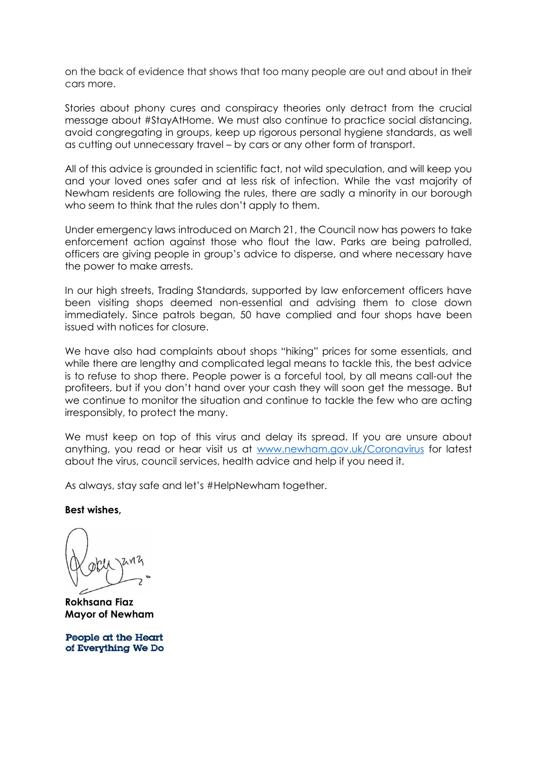on the back of evidence that shows that too many people are out and about in their cars more.

Stories about phony cures and conspiracy theories only detract from the crucial message about #StayAtHome. We must also continue to practice social distancing, avoid congregating in groups, keep up rigorous personal hygiene standards, as well as cutting out unnecessary travel – by cars or any other form of transport.

All of this advice is grounded in scientific fact, not wild speculation, and will keep you and your loved ones safer and at less risk of infection. While the vast majority of Newham residents are following the rules, there are sadly a minority in our borough who seem to think that the rules don't apply to them.

Under emergency laws introduced on March 21, the Council now has powers to take enforcement action against those who flout the law. Parks are being patrolled, officers are giving people in group's advice to disperse, and where necessary have the power to make arrests.

In our high streets, Trading Standards, supported by law enforcement officers have been visiting shops deemed non-essential and advising them to close down immediately. Since patrols began, 50 have complied and four shops have been issued with notices for closure.

We have also had complaints about shops "hiking" prices for some essentials, and while there are lengthy and complicated legal means to tackle this, the best advice is to refuse to shop there. People power is a forceful tool, by all means call-out the profiteers, but if you don't hand over your cash they will soon get the message. But we continue to monitor the situation and continue to tackle the few who are acting irresponsibly, to protect the many.

We must keep on top of this virus and delay its spread. If you are unsure about anything, you read or hear visit us at [www.newham.gov.uk/Coronavirus](www.newham.gov.uk/Coronavirus) for latest about the virus, council services, health advice and help if you need it.

As always, stay safe and let's #HelpNewham together.

**Best wishes,**

**Rokhsana Fiaz**
**Mayor of Newham**

**People at the Heart of Everything We Do**